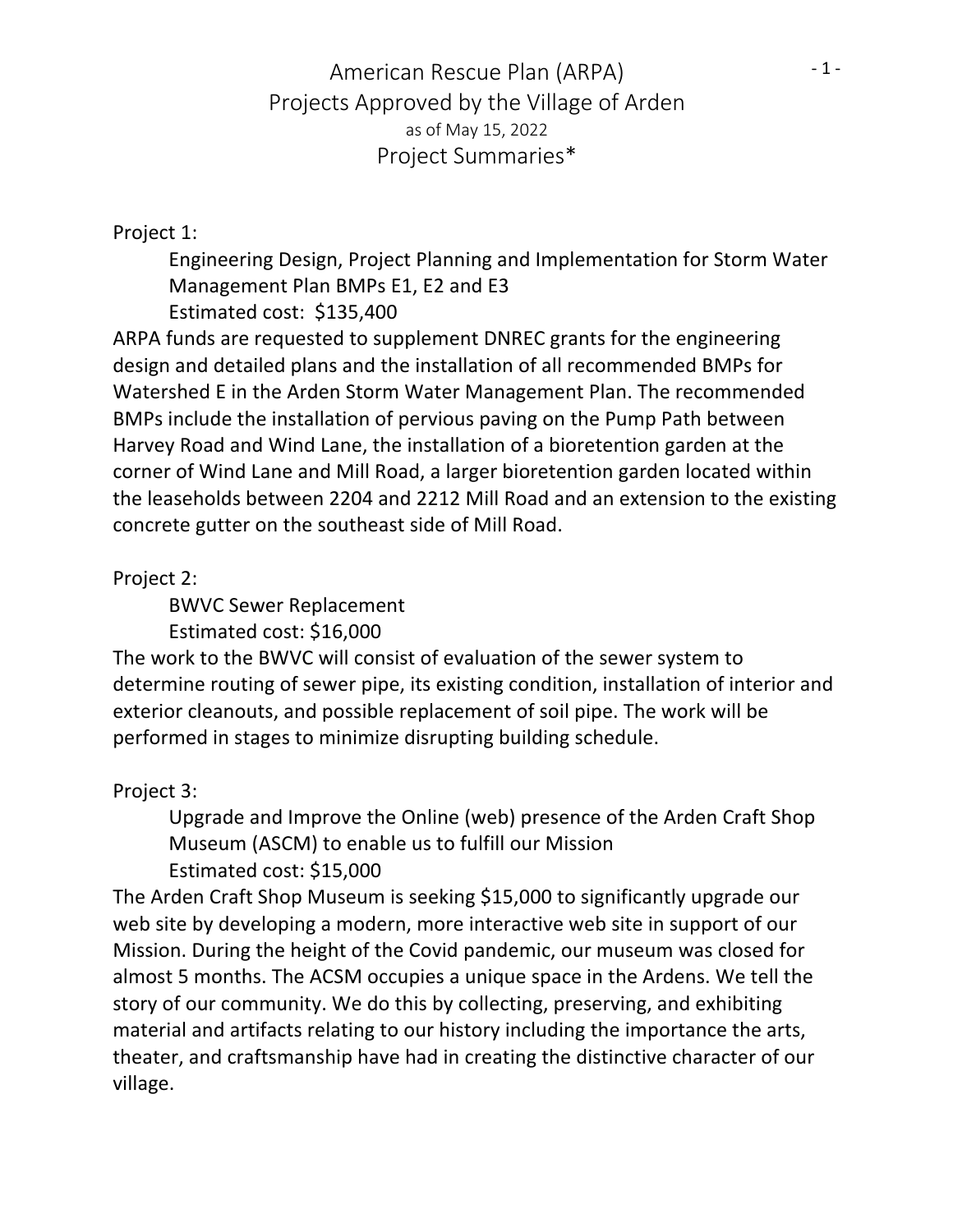# American Rescue Plan (ARPA)
# Projects Approved by the Village of Arden

as of May 15, 2022

## Project Summaries*

Project 1:

Engineering Design, Project Planning and Implementation for Storm Water Management Plan BMPs E1, E2 and E3

Estimated cost: $135,400

ARPA funds are requested to supplement DNREC grants for the engineering design and detailed plans and the installation of all recommended BMPs for Watershed E in the Arden Storm Water Management Plan. The recommended BMPs include the installation of pervious paving on the Pump Path between Harvey Road and Wind Lane, the installation of a bioretention garden at the corner of Wind Lane and Mill Road, a larger bioretention garden located within the leaseholds between 2204 and 2212 Mill Road and an extension to the existing concrete gutter on the southeast side of Mill Road.

Project 2:

BWVC Sewer Replacement

Estimated cost: $16,000

The work to the BWVC will consist of evaluation of the sewer system to determine routing of sewer pipe, its existing condition, installation of interior and exterior cleanouts, and possible replacement of soil pipe. The work will be performed in stages to minimize disrupting building schedule.

Project 3:

Upgrade and Improve the Online (web) presence of the Arden Craft Shop Museum (ASCM) to enable us to fulfill our Mission

Estimated cost: $15,000

The Arden Craft Shop Museum is seeking $15,000 to significantly upgrade our web site by developing a modern, more interactive web site in support of our Mission. During the height of the Covid pandemic, our museum was closed for almost 5 months. The ACSM occupies a unique space in the Ardens. We tell the story of our community. We do this by collecting, preserving, and exhibiting material and artifacts relating to our history including the importance the arts, theater, and craftsmanship have had in creating the distinctive character of our village.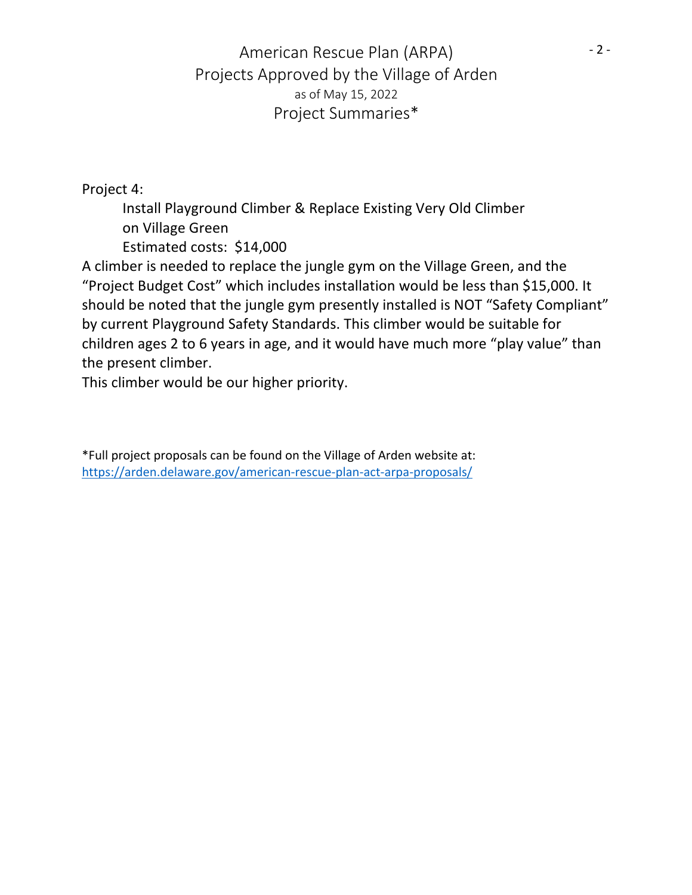# American Rescue Plan (ARPA)
## Projects Approved by the Village of Arden
as of May 15, 2022

## Project Summaries*

Project 4:

Install Playground Climber & Replace Existing Very Old Climber
on Village Green
Estimated costs: $14,000

A climber is needed to replace the jungle gym on the Village Green, and the "Project Budget Cost" which includes installation would be less than $15,000. It should be noted that the jungle gym presently installed is NOT "Safety Compliant" by current Playground Safety Standards. This climber would be suitable for children ages 2 to 6 years in age, and it would have much more "play value" than the present climber.

This climber would be our higher priority.

*Full project proposals can be found on the Village of Arden website at: https://arden.delaware.gov/american-rescue-plan-act-arpa-proposals/